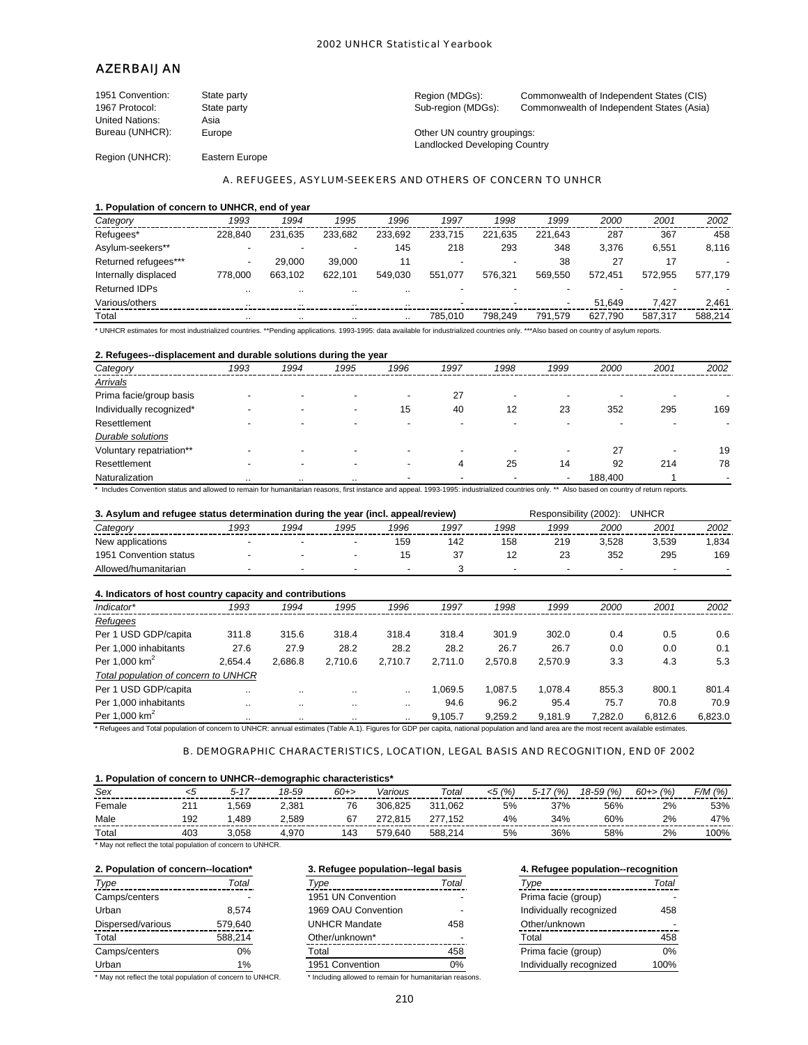# AZERBAIJAN

| | | | |
|---|---|---|---|
| 1951 Convention: | State party | Region (MDGs): | Commonwealth of Independent States (CIS) |
| 1967 Protocol: | State party | Sub-region (MDGs): | Commonwealth of Independent States (Asia) |
| United Nations: | Asia | | |
| Bureau (UNHCR): | Europe | Other UN country groupings: | Landlocked Developing Country |
| Region (UNHCR): | Eastern Europe | | |

## A. REFUGEES, ASYLUM-SEEKERS AND OTHERS OF CONCERN TO UNHCR

### 1. Population of concern to UNHCR, end of year

| Category | 1993 | 1994 | 1995 | 1996 | 1997 | 1998 | 1999 | 2000 | 2001 | 2002 |
|---|---|---|---|---|---|---|---|---|---|---|
| Refugees* | 228,840 | 231,635 | 233,682 | 233,692 | 233,715 | 221,635 | 221,643 | 287 | 367 | 458 |
| Asylum-seekers** | - | - | - | 145 | 218 | 293 | 348 | 3,376 | 6,551 | 8,116 |
| Returned refugees*** | - | 29,000 | 39,000 | 11 | - | - | 38 | 27 | 17 | - |
| Internally displaced | 778,000 | 663,102 | 622,101 | 549,030 | 551,077 | 576,321 | 569,550 | 572,451 | 572,955 | 577,179 |
| Returned IDPs | .. | .. | .. | .. | - | - | - | - | - | - |
| Various/others | .. | .. | .. | .. | - | - | - | 51,649 | 7,427 | 2,461 |
| Total | .. | .. | .. | .. | 785,010 | 798,249 | 791,579 | 627,790 | 587,317 | 588,214 |

* UNHCR estimates for most industrialized countries. **Pending applications. 1993-1995: data available for industrialized countries only. ***Also based on country of asylum reports.

### 2. Refugees--displacement and durable solutions during the year

| Category | 1993 | 1994 | 1995 | 1996 | 1997 | 1998 | 1999 | 2000 | 2001 | 2002 |
|---|---|---|---|---|---|---|---|---|---|---|
| *Arrivals* | | | | | | | | | | |
| Prima facie/group basis | - | - | - | - | 27 | - | - | - | - | - |
| Individually recognized* | - | - | - | 15 | 40 | 12 | 23 | 352 | 295 | 169 |
| Resettlement | - | - | - | - | - | - | - | - | - | - |
| *Durable solutions* | | | | | | | | | | |
| Voluntary repatriation** | - | - | - | - | - | - | - | 27 | - | 19 |
| Resettlement | - | - | - | - | 4 | 25 | 14 | 92 | 214 | 78 |
| Naturalization | .. | .. | .. | - | - | - | - | 188,400 | 1 | - |

* Includes Convention status and allowed to remain for humanitarian reasons, first instance and appeal. 1993-1995: industrialized countries only. ** Also based on country of return reports.

### 3. Asylum and refugee status determination during the year (incl. appeal/review)

Responsibility (2002): UNHCR

| Category | 1993 | 1994 | 1995 | 1996 | 1997 | 1998 | 1999 | 2000 | 2001 | 2002 |
|---|---|---|---|---|---|---|---|---|---|---|
| New applications | - | - | - | 159 | 142 | 158 | 219 | 3,528 | 3,539 | 1,834 |
| 1951 Convention status | - | - | - | 15 | 37 | 12 | 23 | 352 | 295 | 169 |
| Allowed/humanitarian | - | - | - | - | 3 | - | - | - | - | - |

### 4. Indicators of host country capacity and contributions

| Indicator* | 1993 | 1994 | 1995 | 1996 | 1997 | 1998 | 1999 | 2000 | 2001 | 2002 |
|---|---|---|---|---|---|---|---|---|---|---|
| *Refugees* | | | | | | | | | | |
| Per 1 USD GDP/capita | 311.8 | 315.6 | 318.4 | 318.4 | 318.4 | 301.9 | 302.0 | 0.4 | 0.5 | 0.6 |
| Per 1,000 inhabitants | 27.6 | 27.9 | 28.2 | 28.2 | 28.2 | 26.7 | 26.7 | 0.0 | 0.0 | 0.1 |
| Per 1,000 km$^2$ | 2,654.4 | 2,686.8 | 2,710.6 | 2,710.7 | 2,711.0 | 2,570.8 | 2,570.9 | 3.3 | 4.3 | 5.3 |
| *Total population of concern to UNHCR* | | | | | | | | | | |
| Per 1 USD GDP/capita | .. | .. | .. | .. | 1,069.5 | 1,087.5 | 1,078.4 | 855.3 | 800.1 | 801.4 |
| Per 1,000 inhabitants | .. | .. | .. | .. | 94.6 | 96.2 | 95.4 | 75.7 | 70.8 | 70.9 |
| Per 1,000 km$^2$ | .. | .. | .. | .. | 9,105.7 | 9,259.2 | 9,181.9 | 7,282.0 | 6,812.6 | 6,823.0 |

* Refugees and Total population of concern to UNHCR: annual estimates (Table A.1). Figures for GDP per capita, national population and land area are the most recent available estimates.

## B. DEMOGRAPHIC CHARACTERISTICS, LOCATION, LEGAL BASIS AND RECOGNITION, END 0F 2002

### 1. Population of concern to UNHCR--demographic characteristics*

| Sex | <5 | 5-17 | 18-59 | 60+> | Various | Total | <5 (%) | 5-17 (%) | 18-59 (%) | 60+> (%) | F/M (%) |
|---|---|---|---|---|---|---|---|---|---|---|---|
| Female | 211 | 1,569 | 2,381 | 76 | 306,825 | 311,062 | 5% | 37% | 56% | 2% | 53% |
| Male | 192 | 1,489 | 2,589 | 67 | 272,815 | 277,152 | 4% | 34% | 60% | 2% | 47% |
| Total | 403 | 3,058 | 4,970 | 143 | 579,640 | 588,214 | 5% | 36% | 58% | 2% | 100% |

* May not reflect the total population of concern to UNHCR.

### 2. Population of concern--location*

| Type | Total |
|---|---|
| Camps/centers | - |
| Urban | 8,574 |
| Dispersed/various | 579,640 |
| Total | 588,214 |
| Camps/centers | 0% |
| Urban | 1% |

* May not reflect the total population of concern to UNHCR.

### 3. Refugee population--legal basis

| Type | Total |
|---|---|
| 1951 UN Convention | - |
| 1969 OAU Convention | - |
| UNHCR Mandate | 458 |
| Other/unknown* | - |
| Total | 458 |
| 1951 Convention | 0% |

* Including allowed to remain for humanitarian reasons.

### 4. Refugee population--recognition

| Type | Total |
|---|---|
| Prima facie (group) | - |
| Individually recognized | 458 |
| Other/unknown | - |
| Total | 458 |
| Prima facie (group) | 0% |
| Individually recognized | 100% |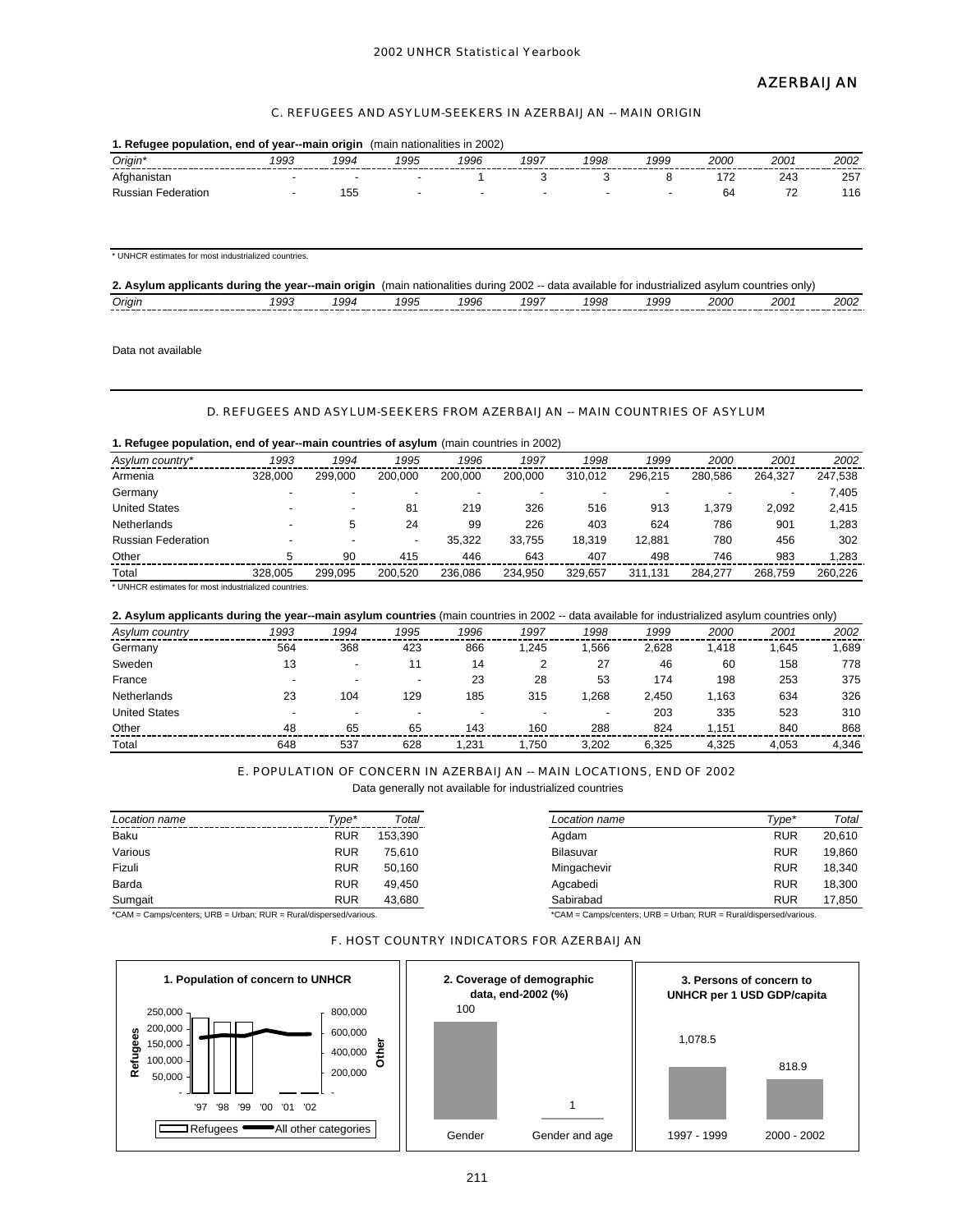# AZERBAIJAN

## C. REFUGEES AND ASYLUM-SEEKERS IN AZERBAIJAN -- MAIN ORIGIN

**1. Refugee population, end of year--main origin** (main nationalities in 2002)

| *Origin** | *1993* | *1994* | *1995* | *1996* | *1997* | *1998* | *1999* | *2000* | *2001* | *2002* |
|---|---|---|---|---|---|---|---|---|---|---|
| Afghanistan | - | - | - | 1 | 3 | 3 | 8 | 172 | 243 | 257 |
| Russian Federation | - | 155 | - | - | - | - | - | 64 | 72 | 116 |

\* UNHCR estimates for most industrialized countries.

**2. Asylum applicants during the year--main origin** (main nationalities during 2002 -- data available for industrialized asylum countries only)

| *Origin* | *1993* | *1994* | *1995* | *1996* | *1997* | *1998* | *1999* | *2000* | *2001* | *2002* |
|---|---|---|---|---|---|---|---|---|---|---|

Data not available

## D. REFUGEES AND ASYLUM-SEEKERS FROM AZERBAIJAN -- MAIN COUNTRIES OF ASYLUM

**1. Refugee population, end of year--main countries of asylum** (main countries in 2002)

| *Asylum country** | *1993* | *1994* | *1995* | *1996* | *1997* | *1998* | *1999* | *2000* | *2001* | *2002* |
|---|---|---|---|---|---|---|---|---|---|---|
| Armenia | 328,000 | 299,000 | 200,000 | 200,000 | 200,000 | 310,012 | 296,215 | 280,586 | 264,327 | 247,538 |
| Germany | - | - | - | - | - | - | - | - | - | 7,405 |
| United States | - | - | 81 | 219 | 326 | 516 | 913 | 1,379 | 2,092 | 2,415 |
| Netherlands | - | 5 | 24 | 99 | 226 | 403 | 624 | 786 | 901 | 1,283 |
| Russian Federation | - | - | - | 35,322 | 33,755 | 18,319 | 12,881 | 780 | 456 | 302 |
| Other | 5 | 90 | 415 | 446 | 643 | 407 | 498 | 746 | 983 | 1,283 |
| Total | 328,005 | 299,095 | 200,520 | 236,086 | 234,950 | 329,657 | 311,131 | 284,277 | 268,759 | 260,226 |

\* UNHCR estimates for most industrialized countries.

**2. Asylum applicants during the year--main asylum countries** (main countries in 2002 -- data available for industrialized asylum countries only)

| *Asylum country* | *1993* | *1994* | *1995* | *1996* | *1997* | *1998* | *1999* | *2000* | *2001* | *2002* |
|---|---|---|---|---|---|---|---|---|---|---|
| Germany | 564 | 368 | 423 | 866 | 1,245 | 1,566 | 2,628 | 1,418 | 1,645 | 1,689 |
| Sweden | 13 | - | 11 | 14 | 2 | 27 | 46 | 60 | 158 | 778 |
| France | - | - | - | 23 | 28 | 53 | 174 | 198 | 253 | 375 |
| Netherlands | 23 | 104 | 129 | 185 | 315 | 1,268 | 2,450 | 1,163 | 634 | 326 |
| United States | - | - | - | - | - | - | 203 | 335 | 523 | 310 |
| Other | 48 | 65 | 65 | 143 | 160 | 288 | 824 | 1,151 | 840 | 868 |
| Total | 648 | 537 | 628 | 1,231 | 1,750 | 3,202 | 6,325 | 4,325 | 4,053 | 4,346 |

## E. POPULATION OF CONCERN IN AZERBAIJAN -- MAIN LOCATIONS, END OF 2002

Data generally not available for industrialized countries

| *Location name* | *Type** | *Total* |
|---|---|---|
| Baku | RUR | 153,390 |
| Various | RUR | 75,610 |
| Fizuli | RUR | 50,160 |
| Barda | RUR | 49,450 |
| Sumgait | RUR | 43,680 |
| Agdam | RUR | 20,610 |
| Bilasuvar | RUR | 19,860 |
| Mingachevir | RUR | 18,340 |
| Agcabedi | RUR | 18,300 |
| Sabirabad | RUR | 17,850 |

\*CAM = Camps/centers; URB = Urban; RUR = Rural/dispersed/various.

## F. HOST COUNTRY INDICATORS FOR AZERBAIJAN

**1. Population of concern to UNHCR**

Refugees: 250,000, 200,000, 150,000, 100,000, 50,000, -

Other: 800,000, 600,000, 400,000, 200,000, -

'97 '98 '99 '00 '01 '02

Refugees — All other categories

**2. Coverage of demographic data, end-2002 (%)**

100 — Gender

1 — Gender and age

**3. Persons of concern to UNHCR per 1 USD GDP/capita**

1,078.5 — 1997 - 1999

818.9 — 2000 - 2002